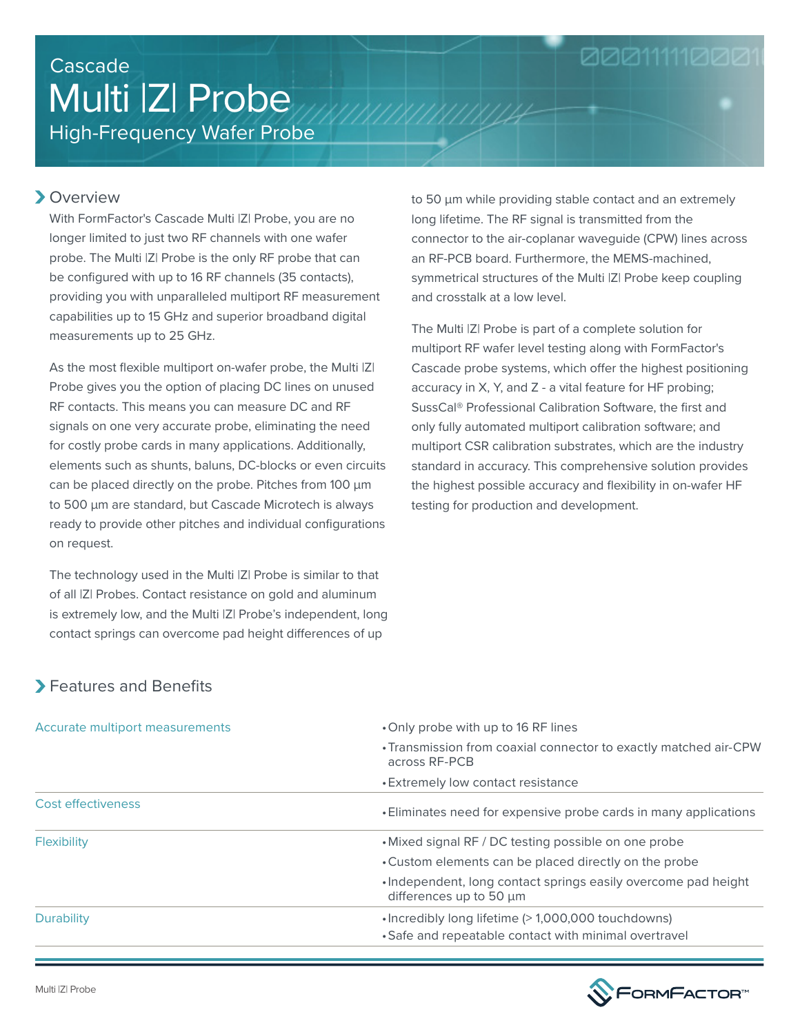Cascade

# Multi |Z| Probe

High-Frequency Wafer Probe

## Overview

With FormFactor's Cascade Multi |Z| Probe, you are no longer limited to just two RF channels with one wafer probe. The Multi |Z| Probe is the only RF probe that can be configured with up to 16 RF channels (35 contacts), providing you with unparalleled multiport RF measurement capabilities up to 15 GHz and superior broadband digital measurements up to 25 GHz.

As the most flexible multiport on-wafer probe, the Multi |Z| Probe gives you the option of placing DC lines on unused RF contacts. This means you can measure DC and RF signals on one very accurate probe, eliminating the need for costly probe cards in many applications. Additionally, elements such as shunts, baluns, DC-blocks or even circuits can be placed directly on the probe. Pitches from 100 µm to 500 µm are standard, but Cascade Microtech is always ready to provide other pitches and individual configurations on request.

The technology used in the Multi |Z| Probe is similar to that of all |Z| Probes. Contact resistance on gold and aluminum is extremely low, and the Multi |Z| Probe's independent, long contact springs can overcome pad height differences of up to 50 µm while providing stable contact and an extremely long lifetime. The RF signal is transmitted from the connector to the air-coplanar waveguide (CPW) lines across an RF-PCB board. Furthermore, the MEMS-machined, symmetrical structures of the Multi |Z| Probe keep coupling and crosstalk at a low level.

The Multi |Z| Probe is part of a complete solution for multiport RF wafer level testing along with FormFactor's Cascade probe systems, which offer the highest positioning accuracy in X, Y, and Z - a vital feature for HF probing; SussCal® Professional Calibration Software, the first and only fully automated multiport calibration software; and multiport CSR calibration substrates, which are the industry standard in accuracy. This comprehensive solution provides the highest possible accuracy and flexibility in on-wafer HF testing for production and development.

## Features and Benefits

| | |
|---|---|
| Accurate multiport measurements | • Only probe with up to 16 RF lines<br>• Transmission from coaxial connector to exactly matched air-CPW across RF-PCB<br>• Extremely low contact resistance |
| Cost effectiveness | • Eliminates need for expensive probe cards in many applications |
| Flexibility | • Mixed signal RF / DC testing possible on one probe<br>• Custom elements can be placed directly on the probe<br>• Independent, long contact springs easily overcome pad height differences up to 50 µm |
| Durability | • Incredibly long lifetime (> 1,000,000 touchdowns)<br>• Safe and repeatable contact with minimal overtravel |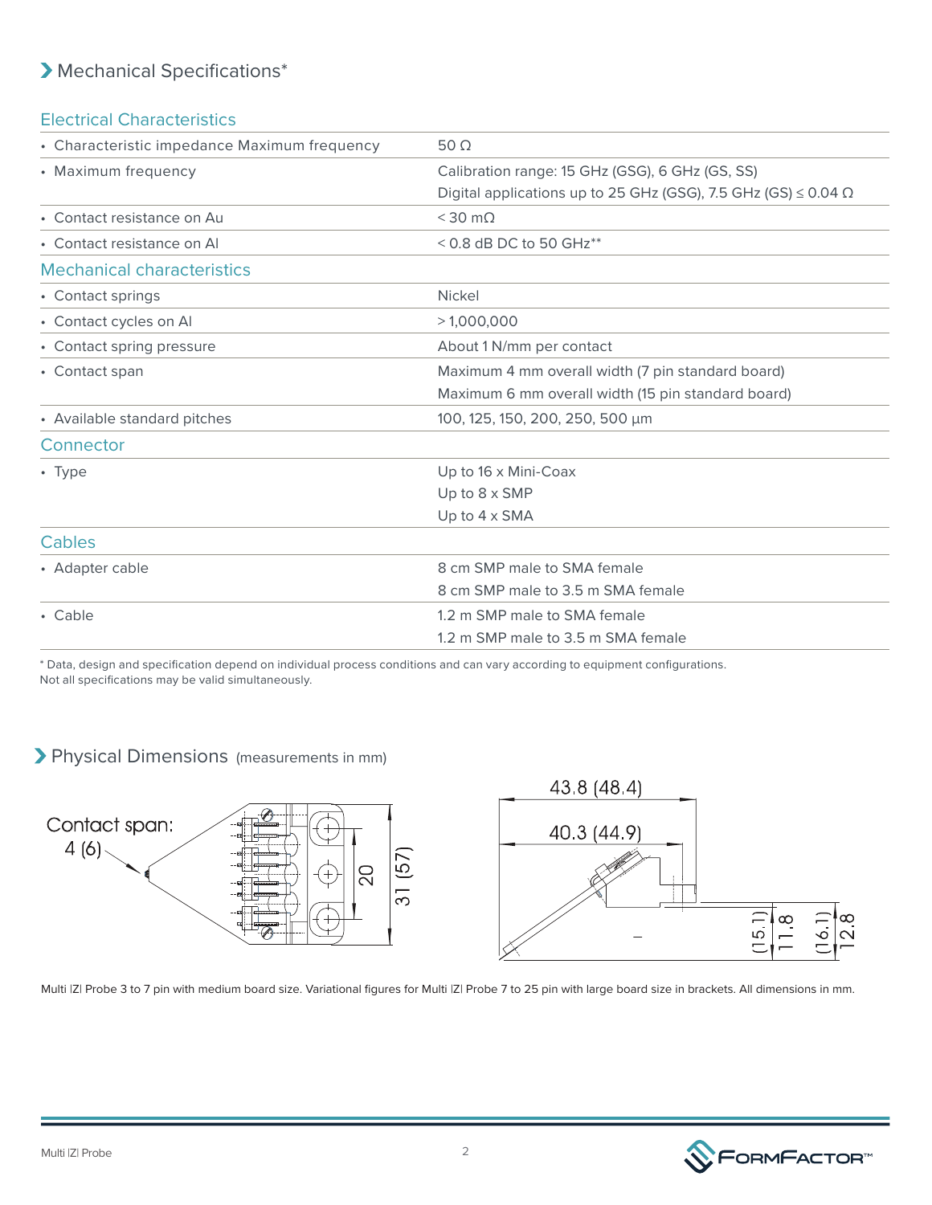## Mechanical Specifications*

### Electrical Characteristics

| | |
|---|---|
| • Characteristic impedance Maximum frequency | 50 Ω |
| • Maximum frequency | Calibration range: 15 GHz (GSG), 6 GHz (GS, SS)<br>Digital applications up to 25 GHz (GSG), 7.5 GHz (GS) ≤ 0.04 Ω |
| • Contact resistance on Au | < 30 mΩ |
| • Contact resistance on Al | < 0.8 dB DC to 50 GHz** |

### Mechanical characteristics

| | |
|---|---|
| • Contact springs | Nickel |
| • Contact cycles on Al | > 1,000,000 |
| • Contact spring pressure | About 1 N/mm per contact |
| • Contact span | Maximum 4 mm overall width (7 pin standard board)<br>Maximum 6 mm overall width (15 pin standard board) |
| • Available standard pitches | 100, 125, 150, 200, 250, 500 µm |

### Connector

| | |
|---|---|
| • Type | Up to 16 x Mini-Coax<br>Up to 8 x SMP<br>Up to 4 x SMA |

### Cables

| | |
|---|---|
| • Adapter cable | 8 cm SMP male to SMA female<br>8 cm SMP male to 3.5 m SMA female |
| • Cable | 1.2 m SMP male to SMA female<br>1.2 m SMP male to 3.5 m SMA female |

* Data, design and specification depend on individual process conditions and can vary according to equipment configurations.
Not all specifications may be valid simultaneously.

## Physical Dimensions (measurements in mm)

Contact span: 4 (6)

20

31 (57)

43.8 (48.4)

40.3 (44.9)

(15.1) 11.8 (16.1) 12.8

Multi |Z| Probe 3 to 7 pin with medium board size. Variational figures for Multi |Z| Probe 7 to 25 pin with large board size in brackets. All dimensions in mm.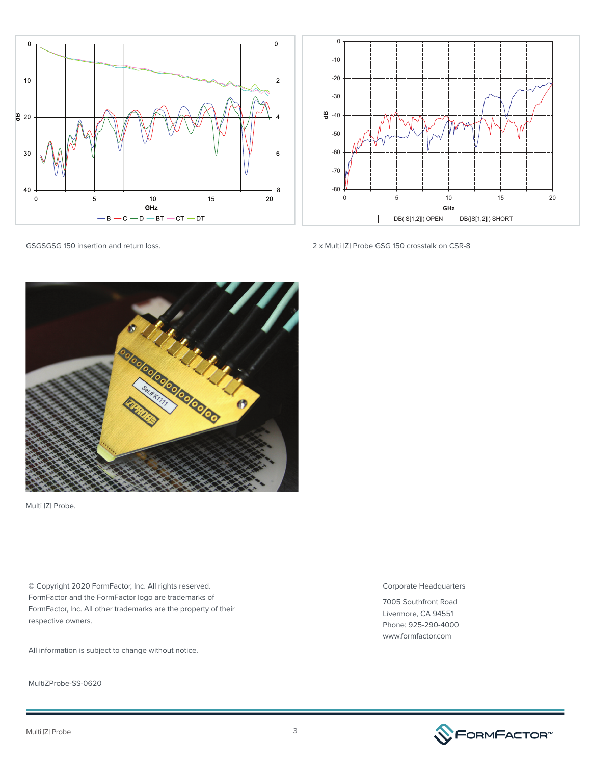0
10
20
30
40
dB
0
2
4
6
8
0
5
10
15
20
GHz
B C D BT CT DT

GSGSGSG 150 insertion and return loss.

0
-10
-20
-30
-40
-50
-60
-70
-80
dB
0
5
10
15
20
GHz
DB(|S[1,2]|) OPEN DB(|S[1,2]|) SHORT

2 x Multi |Z| Probe GSG 150 crosstalk on CSR-8

Multi |Z| Probe.

© Copyright 2020 FormFactor, Inc. All rights reserved. FormFactor and the FormFactor logo are trademarks of FormFactor, Inc. All other trademarks are the property of their respective owners.

All information is subject to change without notice.

MultiZProbe-SS-0620

Corporate Headquarters

7005 Southfront Road
Livermore, CA 94551
Phone: 925-290-4000
www.formfactor.com